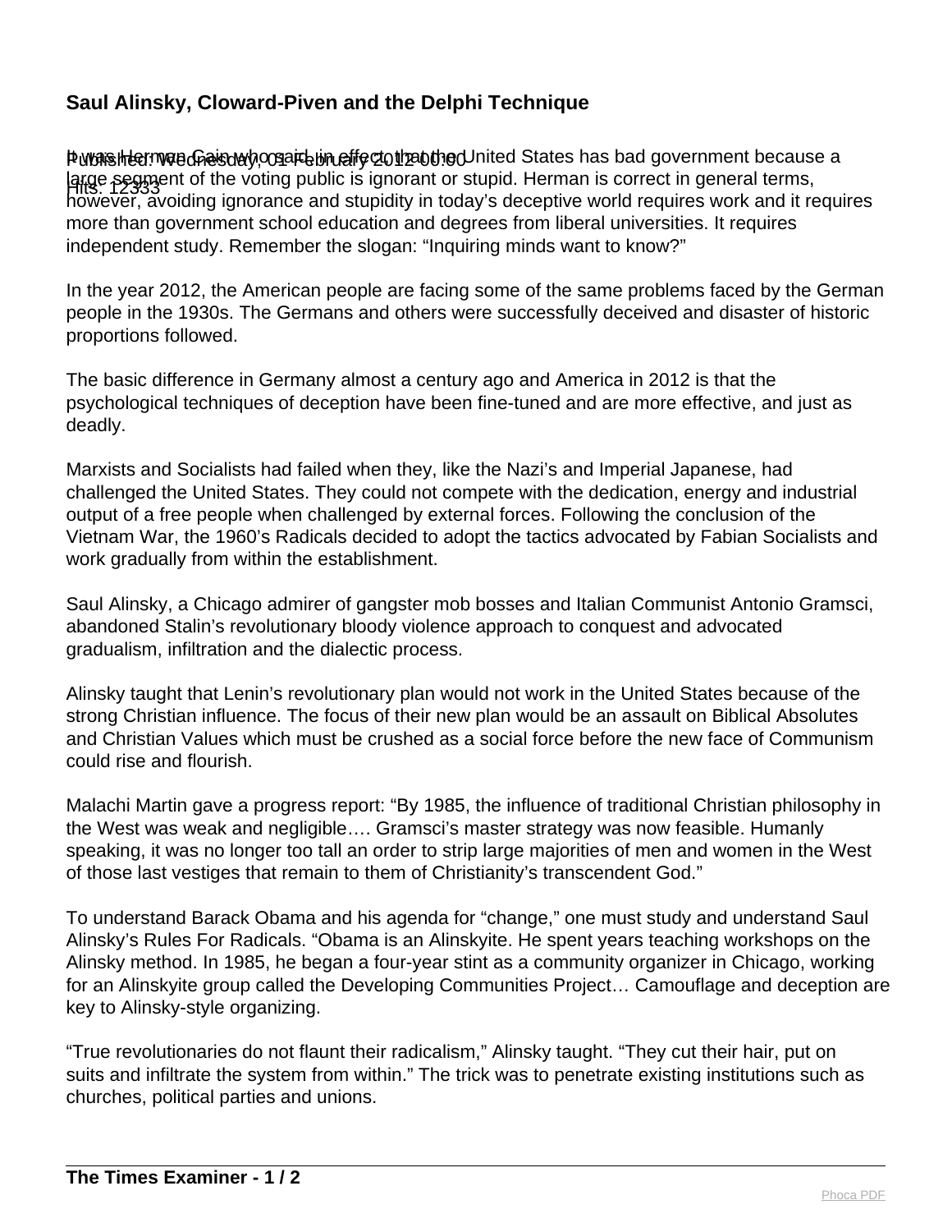# Saul Alinsky, Cloward-Piven and the Delphi Technique

Published: Wednesday, 01 February 2012 00:00
Hits: 12333

It was Herman Cain who said, in effect, that the United States has bad government because a large segment of the voting public is ignorant or stupid. Herman is correct in general terms, however, avoiding ignorance and stupidity in today's deceptive world requires work and it requires more than government school education and degrees from liberal universities. It requires independent study. Remember the slogan: "Inquiring minds want to know?"

In the year 2012, the American people are facing some of the same problems faced by the German people in the 1930s. The Germans and others were successfully deceived and disaster of historic proportions followed.

The basic difference in Germany almost a century ago and America in 2012 is that the psychological techniques of deception have been fine-tuned and are more effective, and just as deadly.

Marxists and Socialists had failed when they, like the Nazi's and Imperial Japanese, had challenged the United States. They could not compete with the dedication, energy and industrial output of a free people when challenged by external forces. Following the conclusion of the Vietnam War, the 1960's Radicals decided to adopt the tactics advocated by Fabian Socialists and work gradually from within the establishment.

Saul Alinsky, a Chicago admirer of gangster mob bosses and Italian Communist Antonio Gramsci, abandoned Stalin's revolutionary bloody violence approach to conquest and advocated gradualism, infiltration and the dialectic process.

Alinsky taught that Lenin's revolutionary plan would not work in the United States because of the strong Christian influence. The focus of their new plan would be an assault on Biblical Absolutes and Christian Values which must be crushed as a social force before the new face of Communism could rise and flourish.

Malachi Martin gave a progress report: "By 1985, the influence of traditional Christian philosophy in the West was weak and negligible…. Gramsci's master strategy was now feasible. Humanly speaking, it was no longer too tall an order to strip large majorities of men and women in the West of those last vestiges that remain to them of Christianity's transcendent God."

To understand Barack Obama and his agenda for "change," one must study and understand Saul Alinsky's Rules For Radicals. "Obama is an Alinskyite. He spent years teaching workshops on the Alinsky method. In 1985, he began a four-year stint as a community organizer in Chicago, working for an Alinskyite group called the Developing Communities Project… Camouflage and deception are key to Alinsky-style organizing.

"True revolutionaries do not flaunt their radicalism," Alinsky taught. "They cut their hair, put on suits and infiltrate the system from within." The trick was to penetrate existing institutions such as churches, political parties and unions.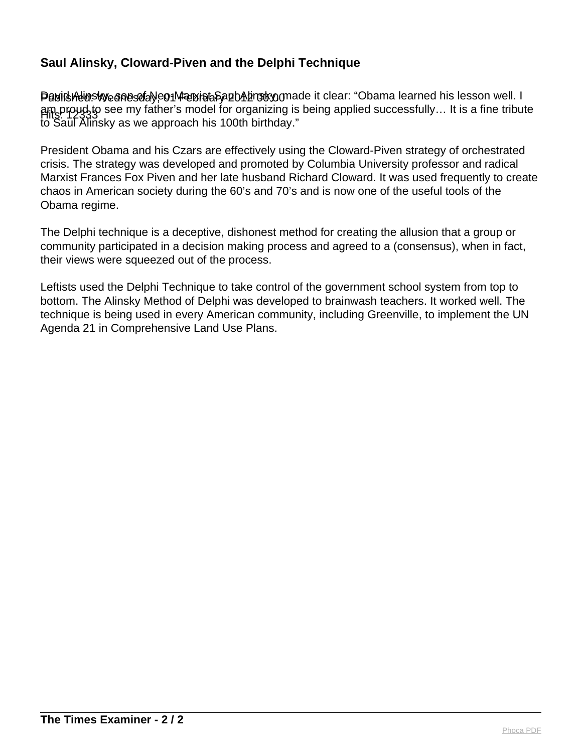David Alinsky, son of Neo-Marxist Saul Alinsky made it clear: “Obama learned his lesson well. I am proud to see my father’s model for organizing is being applied successfully… It is a fine tribute to Saul Alinsky as we approach his 100th birthday.”

President Obama and his Czars are effectively using the Cloward-Piven strategy of orchestrated crisis. The strategy was developed and promoted by Columbia University professor and radical Marxist Frances Fox Piven and her late husband Richard Cloward. It was used frequently to create chaos in American society during the 60’s and 70’s and is now one of the useful tools of the Obama regime.

The Delphi technique is a deceptive, dishonest method for creating the allusion that a group or community participated in a decision making process and agreed to a (consensus), when in fact, their views were squeezed out of the process.

Leftists used the Delphi Technique to take control of the government school system from top to bottom. The Alinsky Method of Delphi was developed to brainwash teachers. It worked well. The technique is being used in every American community, including Greenville, to implement the UN Agenda 21 in Comprehensive Land Use Plans.